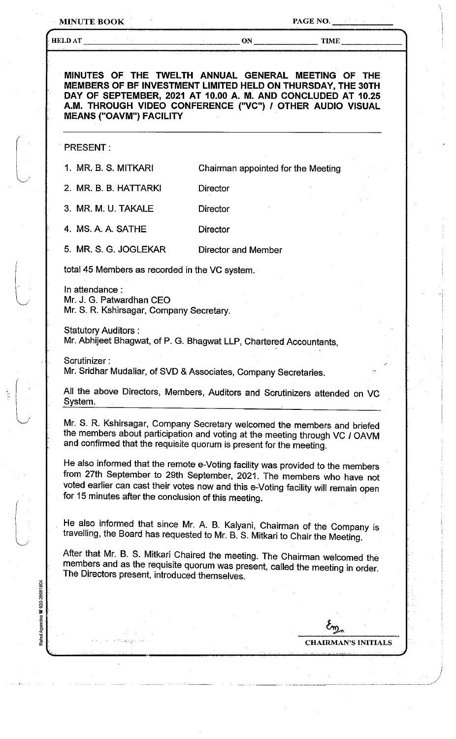**MINUTES OF THE TWELTH ANNUAL GENERAL MEETING OF THE MEMBERS OF BF INVESTMENT LIMITED HELD ON THURSDAY, THE 30TH DAY OF SEPTEMBER, 2021 AT 10.00 A. M. AND CONCLUDED AT 10.25 A.M. THROUGH VIDEO CONFERENCE ("VC") / OTHER AUDIO VISUAL MEANS ("OAVM") FACILITY**

PRESENT :

| | |
|---|---|
| 1. MR. B. S. MITKARI | Chairman appointed for the Meeting |
| 2. MR. B. B. HATTARKI | Director |
| 3. MR. M. U. TAKALE | Director |
| 4. MS. A. A. SATHE | Director |
| 5. MR. S. G. JOGLEKAR | Director and Member |

total 45 Members as recorded in the VC system.

In attendance :
Mr. J. G. Patwardhan CEO
Mr. S. R. Kshirsagar, Company Secretary.

Statutory Auditors :
Mr. Abhijeet Bhagwat, of P. G. Bhagwat LLP, Chartered Accountants,

Scrutinizer :
Mr. Sridhar Mudaliar, of SVD & Associates, Company Secretaries.

All the above Directors, Members, Auditors and Scrutinizers attended on VC System.

Mr. S. R. Kshirsagar, Company Secretary welcomed the members and briefed the members about participation and voting at the meeting through VC / OAVM and confirmed that the requisite quorum is present for the meeting.

He also informed that the remote e-Voting facility was provided to the members from 27th September to 29th September, 2021. The members who have not voted earlier can cast their votes now and this e-Voting facility will remain open for 15 minutes after the conclusion of this meeting.

He also informed that since Mr. A. B. Kalyani, Chairman of the Company is travelling, the Board has requested to Mr. B. S. Mitkari to Chair the Meeting.

After that Mr. B. S. Mitkari Chaired the meeting. The Chairman welcomed the members and as the requisite quorum was present, called the meeting in order. The Directors present, introduced themselves.

CHAIRMAN'S INITIALS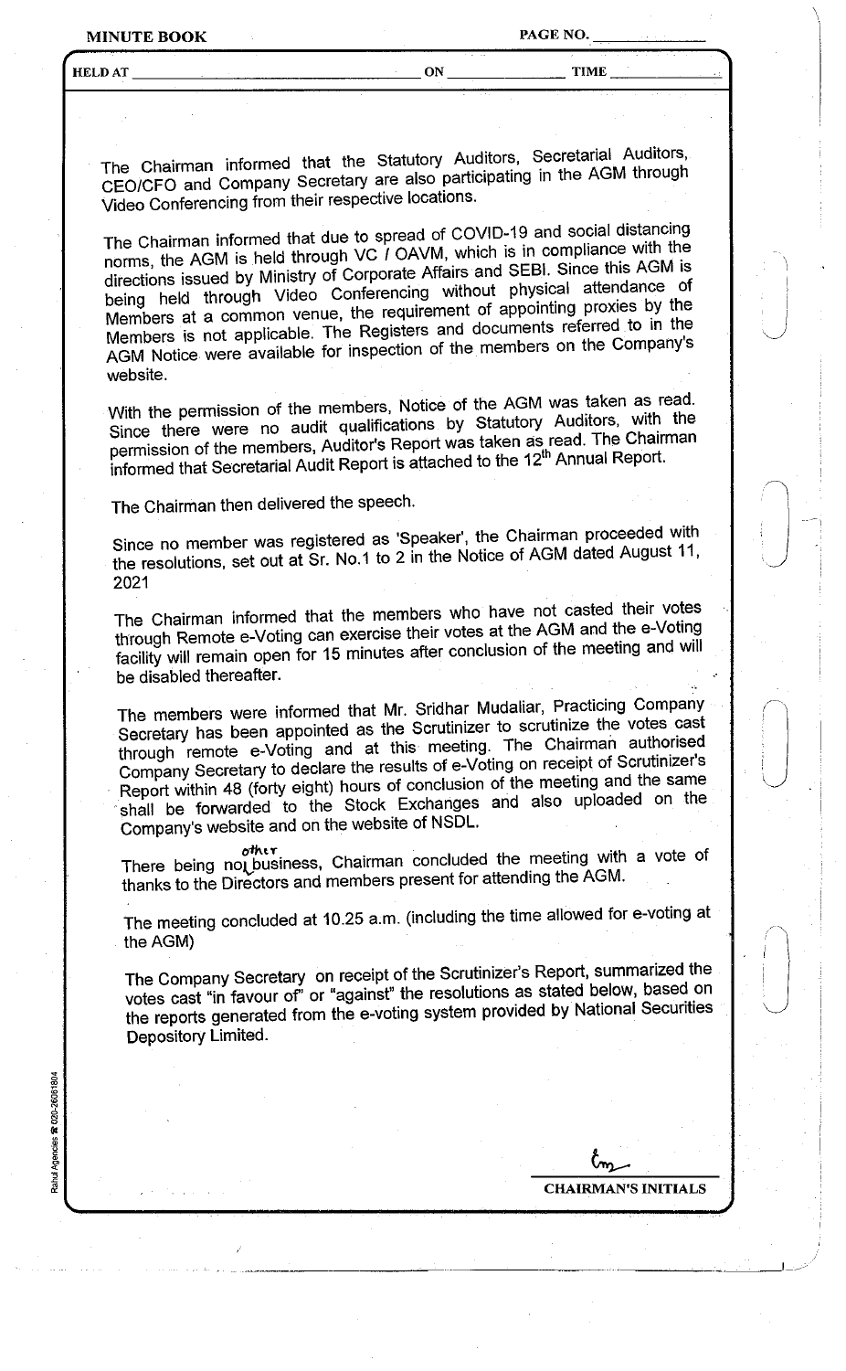The Chairman informed that the Statutory Auditors, Secretarial Auditors, CEO/CFO and Company Secretary are also participating in the AGM through Video Conferencing from their respective locations.

The Chairman informed that due to spread of COVID-19 and social distancing norms, the AGM is held through VC / OAVM, which is in compliance with the directions issued by Ministry of Corporate Affairs and SEBI. Since this AGM is being held through Video Conferencing without physical attendance of Members at a common venue, the requirement of appointing proxies by the Members is not applicable. The Registers and documents referred to in the AGM Notice were available for inspection of the members on the Company's website.

With the permission of the members, Notice of the AGM was taken as read. Since there were no audit qualifications by Statutory Auditors, with the permission of the members, Auditor's Report was taken as read. The Chairman informed that Secretarial Audit Report is attached to the 12th Annual Report.

The Chairman then delivered the speech.

Since no member was registered as 'Speaker', the Chairman proceeded with the resolutions, set out at Sr. No.1 to 2 in the Notice of AGM dated August 11, 2021

The Chairman informed that the members who have not casted their votes through Remote e-Voting can exercise their votes at the AGM and the e-Voting facility will remain open for 15 minutes after conclusion of the meeting and will be disabled thereafter.

The members were informed that Mr. Sridhar Mudaliar, Practicing Company Secretary has been appointed as the Scrutinizer to scrutinize the votes cast through remote e-Voting and at this meeting. The Chairman authorised Company Secretary to declare the results of e-Voting on receipt of Scrutinizer's Report within 48 (forty eight) hours of conclusion of the meeting and the same shall be forwarded to the Stock Exchanges and also uploaded on the Company's website and on the website of NSDL.

There being no other business, Chairman concluded the meeting with a vote of thanks to the Directors and members present for attending the AGM.

The meeting concluded at 10.25 a.m. (including the time allowed for e-voting at the AGM)

The Company Secretary on receipt of the Scrutinizer's Report, summarized the votes cast "in favour of" or "against" the resolutions as stated below, based on the reports generated from the e-voting system provided by National Securities Depository Limited.

CHAIRMAN'S INITIALS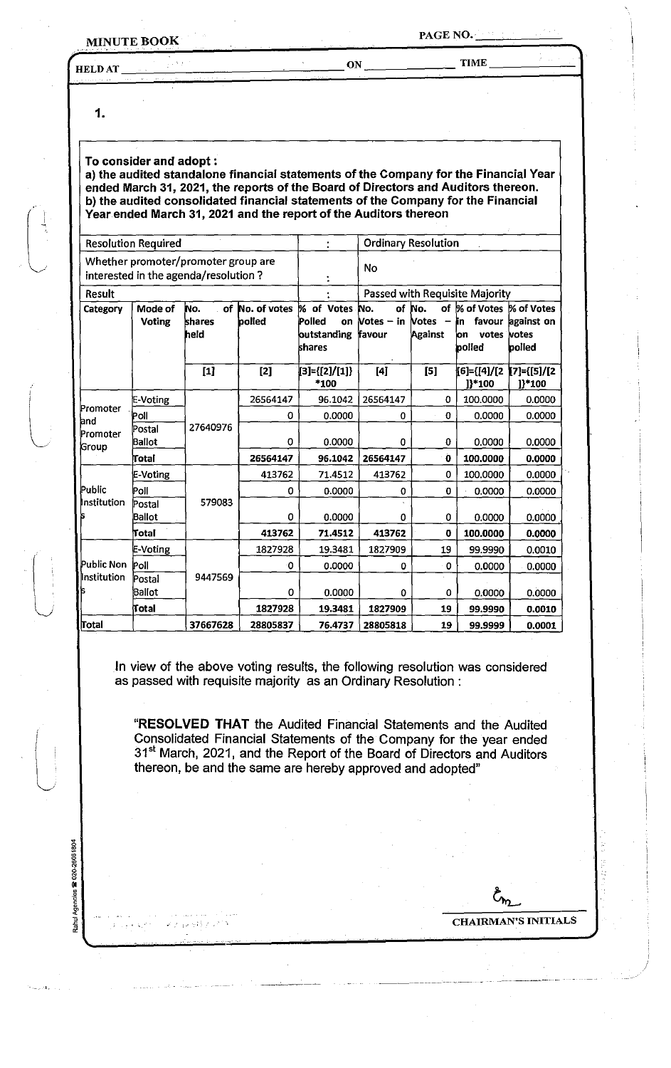**MINUTE BOOK**

**HELD AT** ______ **ON** ______ **TIME** ______

**1.**

**To consider and adopt :**
**a) the audited standalone financial statements of the Company for the Financial Year ended March 31, 2021, the reports of the Board of Directors and Auditors thereon.**
**b) the audited consolidated financial statements of the Company for the Financial Year ended March 31, 2021 and the report of the Auditors thereon**

| Resolution Required | | | | : | Ordinary Resolution | | | |
|---|---|---|---|---|---|---|---|---|
| Whether promoter/promoter group are interested in the agenda/resolution ? | | | | : | No | | | |
| Result | | | | : | Passed with Requisite Majority | | | |
| Category | Mode of Voting | No. of shares held | No. of votes polled | % of Votes Polled on outstanding shares | No. of Votes – in favour | No. of Votes – Against | % of Votes in favour on votes polled | % of Votes against on votes polled |
| | | [1] | [2] | [3]={[2]/[1]}*100 | [4] | [5] | [6]={[4]/[2]}*100 | [7]={[5]/[2]}*100 |
| Promoter and Promoter Group | E-Voting | 27640976 | 26564147 | 96.1042 | 26564147 | 0 | 100.0000 | 0.0000 |
| | Poll | | 0 | 0.0000 | 0 | 0 | 0.0000 | 0.0000 |
| | Postal Ballot | | 0 | 0.0000 | 0 | 0 | 0.0000 | 0.0000 |
| | **Total** | | **26564147** | **96.1042** | **26564147** | **0** | **100.0000** | **0.0000** |
| Public Institutions | E-Voting | 579083 | 413762 | 71.4512 | 413762 | 0 | 100.0000 | 0.0000 |
| | Poll | | 0 | 0.0000 | 0 | 0 | 0.0000 | 0.0000 |
| | Postal Ballot | | 0 | 0.0000 | 0 | 0 | 0.0000 | 0.0000 |
| | **Total** | | **413762** | **71.4512** | **413762** | **0** | **100.0000** | **0.0000** |
| Public Non Institutions | E-Voting | 9447569 | 1827928 | 19.3481 | 1827909 | 19 | 99.9990 | 0.0010 |
| | Poll | | 0 | 0.0000 | 0 | 0 | 0.0000 | 0.0000 |
| | Postal Ballot | | 0 | 0.0000 | 0 | 0 | 0.0000 | 0.0000 |
| | **Total** | | **1827928** | **19.3481** | **1827909** | **19** | **99.9990** | **0.0010** |
| **Total** | | **37667628** | **28805837** | **76.4737** | **28805818** | **19** | **99.9999** | **0.0001** |

In view of the above voting results, the following resolution was considered as passed with requisite majority as an Ordinary Resolution :

"**RESOLVED THAT** the Audited Financial Statements and the Audited Consolidated Financial Statements of the Company for the year ended 31st March, 2021, and the Report of the Board of Directors and Auditors thereon, be and the same are hereby approved and adopted"

**CHAIRMAN'S INITIALS**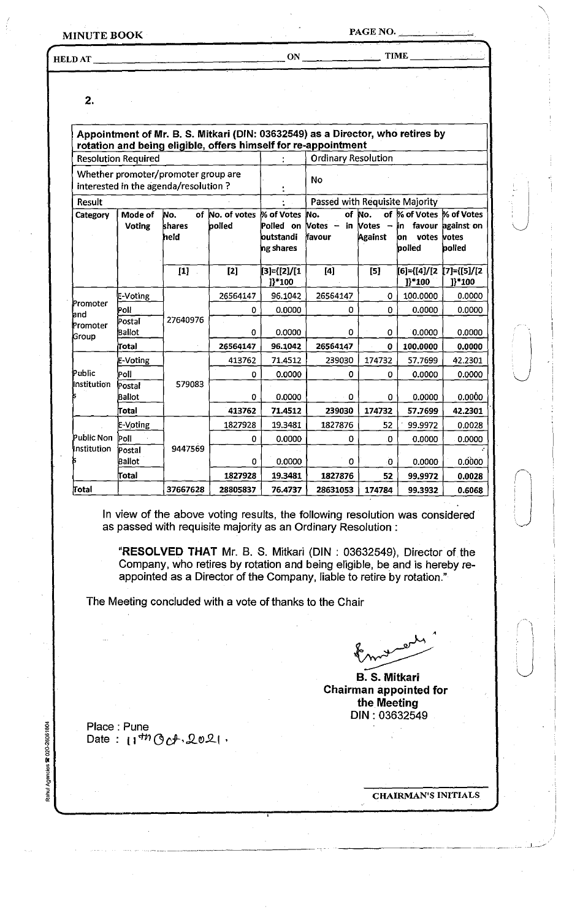2.

**Appointment of Mr. B. S. Mitkari (DIN: 03632549) as a Director, who retires by rotation and being eligible, offers himself for re-appointment**

| Resolution Required | : | Ordinary Resolution |
|---|---|---|
| Whether promoter/promoter group are interested in the agenda/resolution ? | : | No |
| Result | : | Passed with Requisite Majority |

| Category | Mode of Voting | No. of shares held | No. of votes polled | % of Votes Polled on outstanding shares | No. of Votes – in favour | No. of Votes – Against | % of Votes in favour on votes polled | % of Votes against on votes polled |
|---|---|---|---|---|---|---|---|---|
| | | [1] | [2] | [3]={[2]/[1]}*100 | [4] | [5] | [6]={[4]/[2]}*100 | [7]={[5]/[2]}*100 |
| Promoter and Promoter Group | E-Voting | 27640976 | 26564147 | 96.1042 | 26564147 | 0 | 100.0000 | 0.0000 |
| | Poll | | 0 | 0.0000 | 0 | 0 | 0.0000 | 0.0000 |
| | Postal Ballot | | 0 | 0.0000 | 0 | 0 | 0.0000 | 0.0000 |
| | **Total** | | **26564147** | **96.1042** | **26564147** | **0** | **100.0000** | **0.0000** |
| Public Institutions | E-Voting | 579083 | 413762 | 71.4512 | 239030 | 174732 | 57.7699 | 42.2301 |
| | Poll | | 0 | 0.0000 | 0 | 0 | 0.0000 | 0.0000 |
| | Postal Ballot | | 0 | 0.0000 | 0 | 0 | 0.0000 | 0.0000 |
| | **Total** | | **413762** | **71.4512** | **239030** | **174732** | **57.7699** | **42.2301** |
| Public Non Institutions | E-Voting | 9447569 | 1827928 | 19.3481 | 1827876 | 52 | 99.9972 | 0.0028 |
| | Poll | | 0 | 0.0000 | 0 | 0 | 0.0000 | 0.0000 |
| | Postal Ballot | | 0 | 0.0000 | 0 | 0 | 0.0000 | 0.0000 |
| | **Total** | | **1827928** | **19.3481** | **1827876** | **52** | **99.9972** | **0.0028** |
| **Total** | | **37667628** | **28805837** | **76.4737** | **28631053** | **174784** | **99.3932** | **0.6068** |

In view of the above voting results, the following resolution was considered as passed with requisite majority as an Ordinary Resolution :

"**RESOLVED THAT** Mr. B. S. Mitkari (DIN : 03632549), Director of the Company, who retires by rotation and being eligible, be and is hereby re-appointed as a Director of the Company, liable to retire by rotation."

The Meeting concluded with a vote of thanks to the Chair

**B. S. Mitkari**
**Chairman appointed for the Meeting**
DIN : 03632549

Place : Pune
Date : 11th Oct. 2021.

CHAIRMAN'S INITIALS